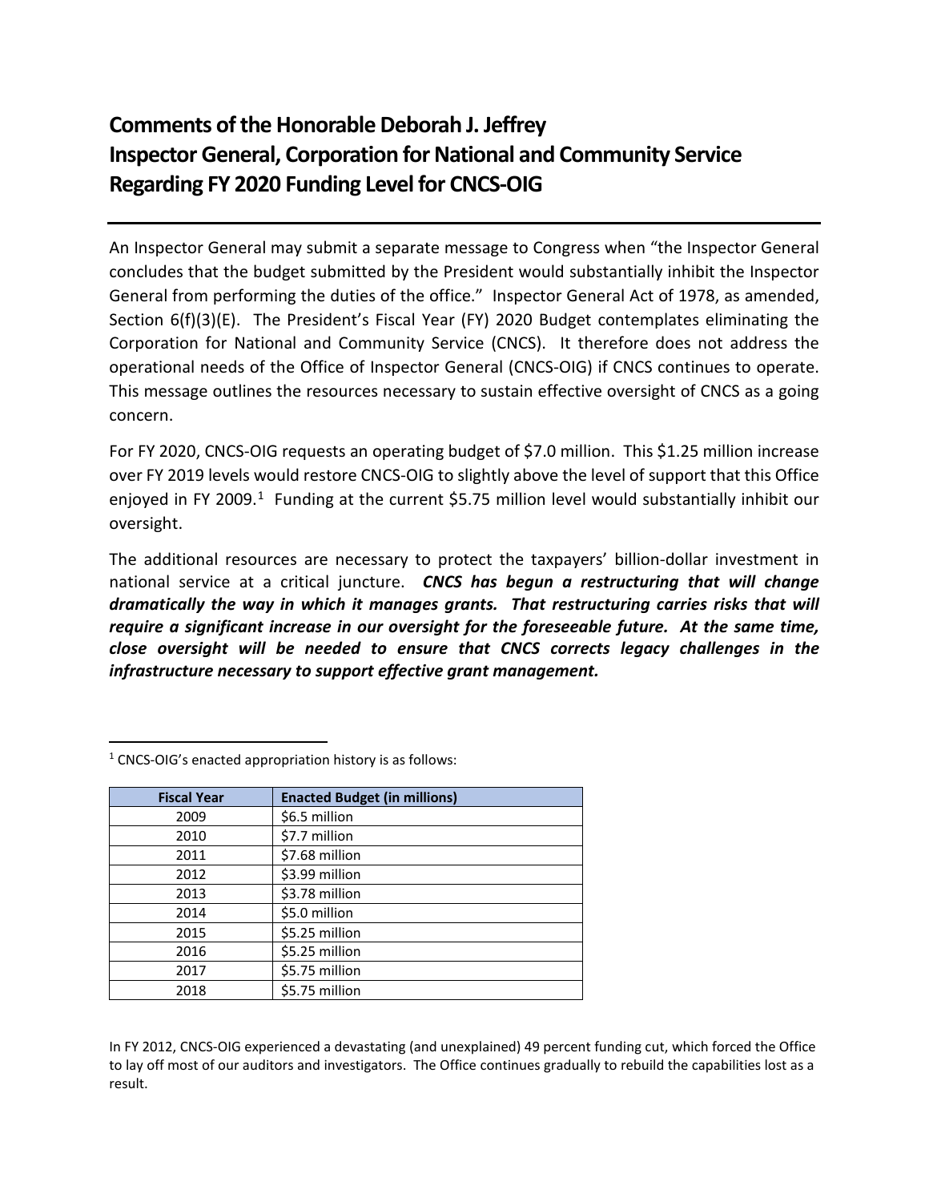# Comments of the Honorable Deborah J. Jeffrey
# Inspector General, Corporation for National and Community Service
# Regarding FY 2020 Funding Level for CNCS-OIG

---

An Inspector General may submit a separate message to Congress when "the Inspector General concludes that the budget submitted by the President would substantially inhibit the Inspector General from performing the duties of the office." Inspector General Act of 1978, as amended, Section 6(f)(3)(E). The President's Fiscal Year (FY) 2020 Budget contemplates eliminating the Corporation for National and Community Service (CNCS). It therefore does not address the operational needs of the Office of Inspector General (CNCS-OIG) if CNCS continues to operate. This message outlines the resources necessary to sustain effective oversight of CNCS as a going concern.

For FY 2020, CNCS-OIG requests an operating budget of $7.0 million. This $1.25 million increase over FY 2019 levels would restore CNCS-OIG to slightly above the level of support that this Office enjoyed in FY 2009.[1] Funding at the current $5.75 million level would substantially inhibit our oversight.

The additional resources are necessary to protect the taxpayers' billion-dollar investment in national service at a critical juncture. ***CNCS has begun a restructuring that will change dramatically the way in which it manages grants. That restructuring carries risks that will require a significant increase in our oversight for the foreseeable future. At the same time, close oversight will be needed to ensure that CNCS corrects legacy challenges in the infrastructure necessary to support effective grant management.***

---

[1] CNCS-OIG's enacted appropriation history is as follows:

| Fiscal Year | Enacted Budget (in millions) |
|---|---|
| 2009 | $6.5 million |
| 2010 | $7.7 million |
| 2011 | $7.68 million |
| 2012 | $3.99 million |
| 2013 | $3.78 million |
| 2014 | $5.0 million |
| 2015 | $5.25 million |
| 2016 | $5.25 million |
| 2017 | $5.75 million |
| 2018 | $5.75 million |

In FY 2012, CNCS-OIG experienced a devastating (and unexplained) 49 percent funding cut, which forced the Office to lay off most of our auditors and investigators. The Office continues gradually to rebuild the capabilities lost as a result.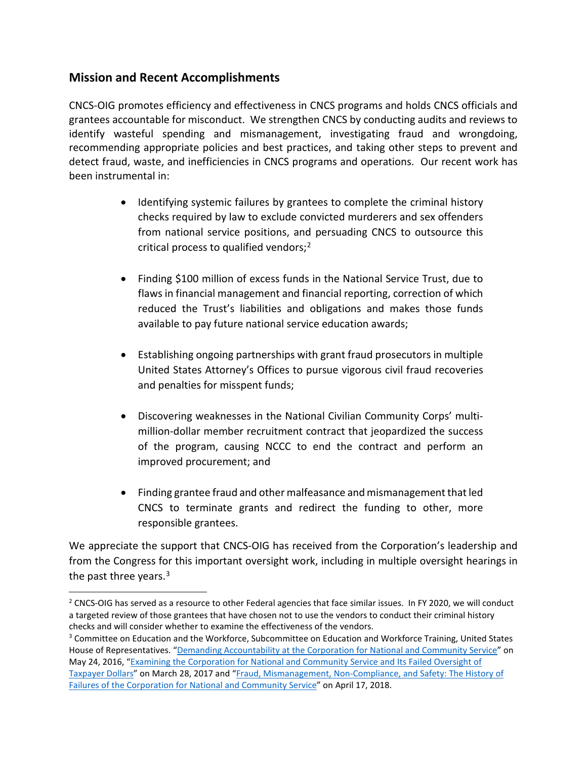## Mission and Recent Accomplishments

CNCS-OIG promotes efficiency and effectiveness in CNCS programs and holds CNCS officials and grantees accountable for misconduct. We strengthen CNCS by conducting audits and reviews to identify wasteful spending and mismanagement, investigating fraud and wrongdoing, recommending appropriate policies and best practices, and taking other steps to prevent and detect fraud, waste, and inefficiencies in CNCS programs and operations. Our recent work has been instrumental in:

- Identifying systemic failures by grantees to complete the criminal history checks required by law to exclude convicted murderers and sex offenders from national service positions, and persuading CNCS to outsource this critical process to qualified vendors;[2]

- Finding $100 million of excess funds in the National Service Trust, due to flaws in financial management and financial reporting, correction of which reduced the Trust's liabilities and obligations and makes those funds available to pay future national service education awards;

- Establishing ongoing partnerships with grant fraud prosecutors in multiple United States Attorney's Offices to pursue vigorous civil fraud recoveries and penalties for misspent funds;

- Discovering weaknesses in the National Civilian Community Corps' multi-million-dollar member recruitment contract that jeopardized the success of the program, causing NCCC to end the contract and perform an improved procurement; and

- Finding grantee fraud and other malfeasance and mismanagement that led CNCS to terminate grants and redirect the funding to other, more responsible grantees.

We appreciate the support that CNCS-OIG has received from the Corporation's leadership and from the Congress for this important oversight work, including in multiple oversight hearings in the past three years.[3]

---

[2] CNCS-OIG has served as a resource to other Federal agencies that face similar issues. In FY 2020, we will conduct a targeted review of those grantees that have chosen not to use the vendors to conduct their criminal history checks and will consider whether to examine the effectiveness of the vendors.

[3] Committee on Education and the Workforce, Subcommittee on Education and Workforce Training, United States House of Representatives. "Demanding Accountability at the Corporation for National and Community Service" on May 24, 2016, "Examining the Corporation for National and Community Service and Its Failed Oversight of Taxpayer Dollars" on March 28, 2017 and "Fraud, Mismanagement, Non-Compliance, and Safety: The History of Failures of the Corporation for National and Community Service" on April 17, 2018.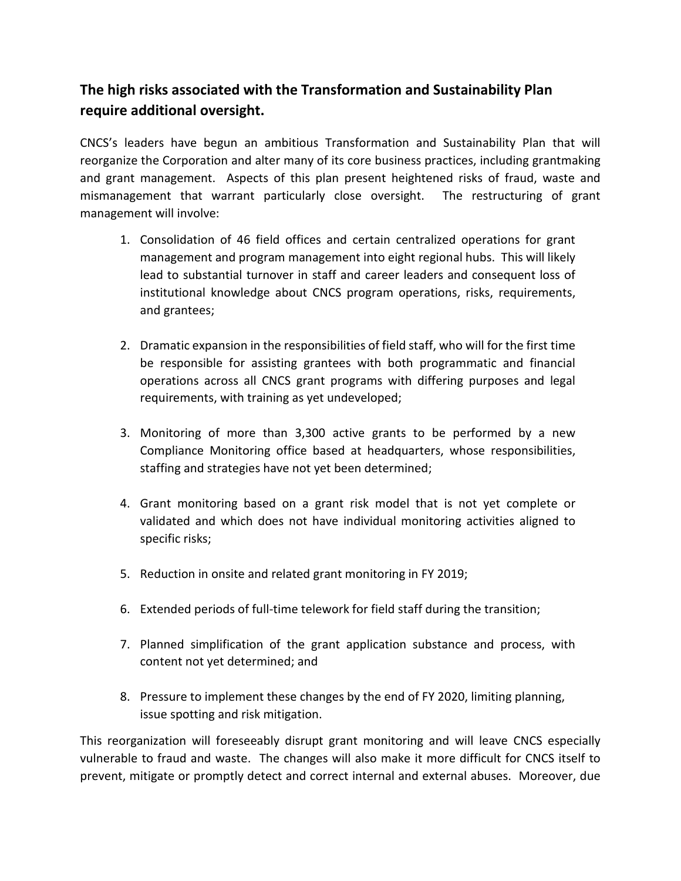## The high risks associated with the Transformation and Sustainability Plan require additional oversight.

CNCS's leaders have begun an ambitious Transformation and Sustainability Plan that will reorganize the Corporation and alter many of its core business practices, including grantmaking and grant management. Aspects of this plan present heightened risks of fraud, waste and mismanagement that warrant particularly close oversight. The restructuring of grant management will involve:

1. Consolidation of 46 field offices and certain centralized operations for grant management and program management into eight regional hubs. This will likely lead to substantial turnover in staff and career leaders and consequent loss of institutional knowledge about CNCS program operations, risks, requirements, and grantees;

2. Dramatic expansion in the responsibilities of field staff, who will for the first time be responsible for assisting grantees with both programmatic and financial operations across all CNCS grant programs with differing purposes and legal requirements, with training as yet undeveloped;

3. Monitoring of more than 3,300 active grants to be performed by a new Compliance Monitoring office based at headquarters, whose responsibilities, staffing and strategies have not yet been determined;

4. Grant monitoring based on a grant risk model that is not yet complete or validated and which does not have individual monitoring activities aligned to specific risks;

5. Reduction in onsite and related grant monitoring in FY 2019;

6. Extended periods of full-time telework for field staff during the transition;

7. Planned simplification of the grant application substance and process, with content not yet determined; and

8. Pressure to implement these changes by the end of FY 2020, limiting planning, issue spotting and risk mitigation.

This reorganization will foreseeably disrupt grant monitoring and will leave CNCS especially vulnerable to fraud and waste. The changes will also make it more difficult for CNCS itself to prevent, mitigate or promptly detect and correct internal and external abuses. Moreover, due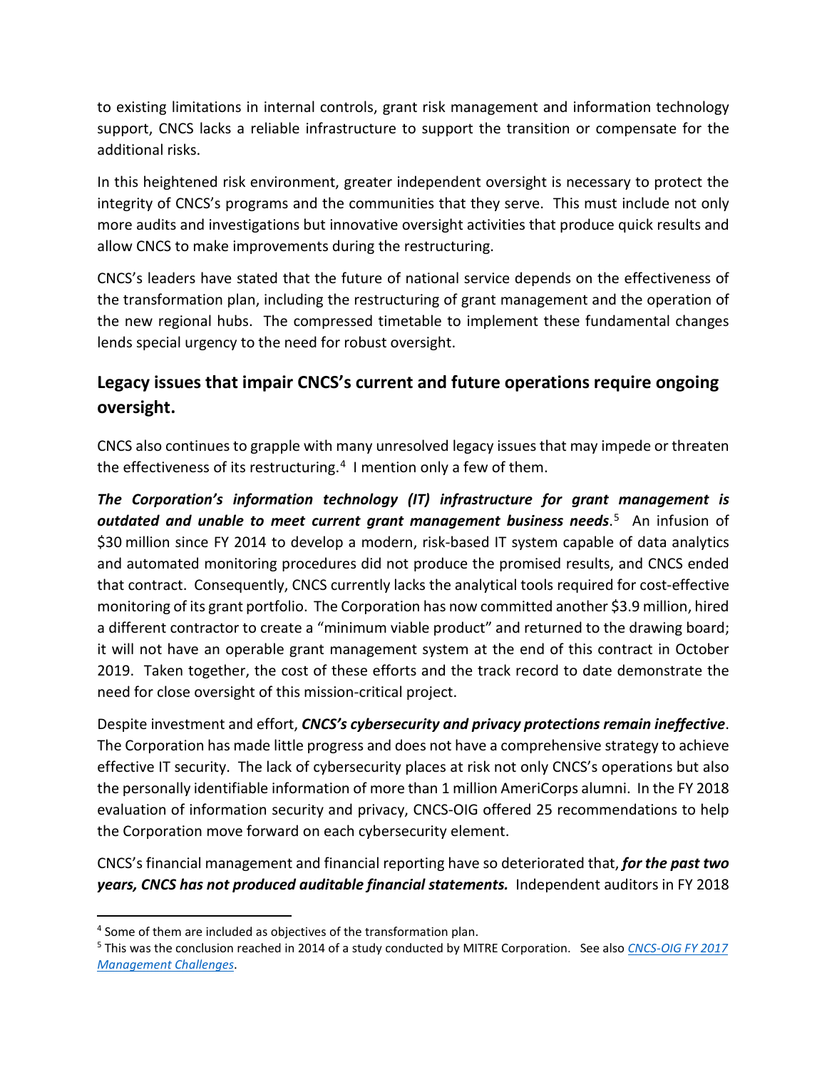to existing limitations in internal controls, grant risk management and information technology support, CNCS lacks a reliable infrastructure to support the transition or compensate for the additional risks.

In this heightened risk environment, greater independent oversight is necessary to protect the integrity of CNCS's programs and the communities that they serve. This must include not only more audits and investigations but innovative oversight activities that produce quick results and allow CNCS to make improvements during the restructuring.

CNCS's leaders have stated that the future of national service depends on the effectiveness of the transformation plan, including the restructuring of grant management and the operation of the new regional hubs. The compressed timetable to implement these fundamental changes lends special urgency to the need for robust oversight.

## Legacy issues that impair CNCS's current and future operations require ongoing oversight.

CNCS also continues to grapple with many unresolved legacy issues that may impede or threaten the effectiveness of its restructuring.[4] I mention only a few of them.

***The Corporation's information technology (IT) infrastructure for grant management is outdated and unable to meet current grant management business needs***.[5] An infusion of \$30 million since FY 2014 to develop a modern, risk-based IT system capable of data analytics and automated monitoring procedures did not produce the promised results, and CNCS ended that contract. Consequently, CNCS currently lacks the analytical tools required for cost-effective monitoring of its grant portfolio. The Corporation has now committed another \$3.9 million, hired a different contractor to create a "minimum viable product" and returned to the drawing board; it will not have an operable grant management system at the end of this contract in October 2019. Taken together, the cost of these efforts and the track record to date demonstrate the need for close oversight of this mission-critical project.

Despite investment and effort, ***CNCS's cybersecurity and privacy protections remain ineffective***. The Corporation has made little progress and does not have a comprehensive strategy to achieve effective IT security. The lack of cybersecurity places at risk not only CNCS's operations but also the personally identifiable information of more than 1 million AmeriCorps alumni. In the FY 2018 evaluation of information security and privacy, CNCS-OIG offered 25 recommendations to help the Corporation move forward on each cybersecurity element.

CNCS's financial management and financial reporting have so deteriorated that, ***for the past two years, CNCS has not produced auditable financial statements.*** Independent auditors in FY 2018

[4] Some of them are included as objectives of the transformation plan.

[5] This was the conclusion reached in 2014 of a study conducted by MITRE Corporation. See also *CNCS-OIG FY 2017 Management Challenges*.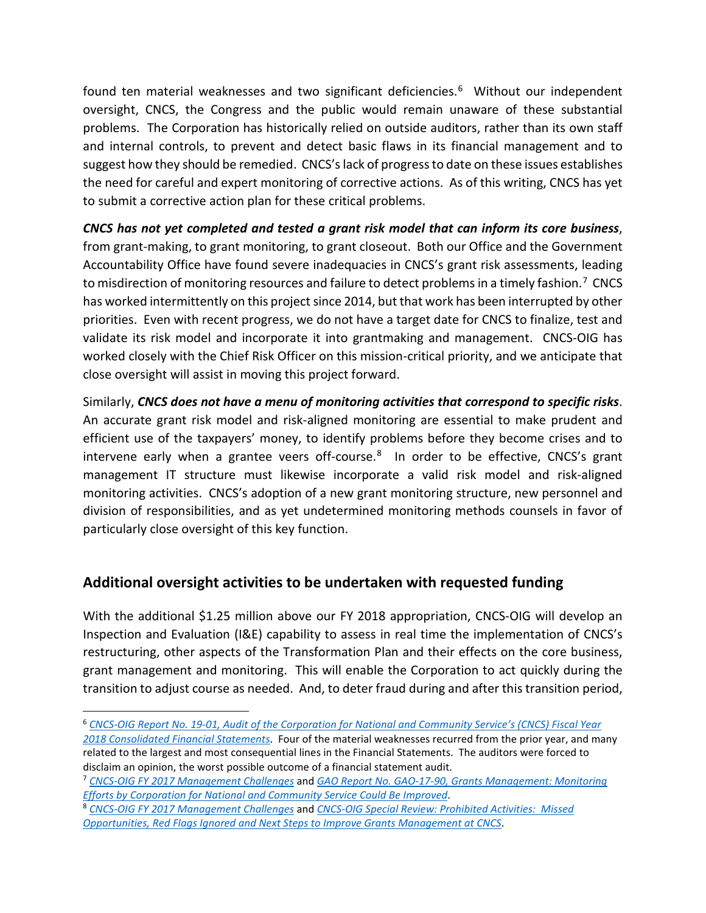found ten material weaknesses and two significant deficiencies.[6] Without our independent oversight, CNCS, the Congress and the public would remain unaware of these substantial problems. The Corporation has historically relied on outside auditors, rather than its own staff and internal controls, to prevent and detect basic flaws in its financial management and to suggest how they should be remedied. CNCS's lack of progress to date on these issues establishes the need for careful and expert monitoring of corrective actions. As of this writing, CNCS has yet to submit a corrective action plan for these critical problems.

***CNCS has not yet completed and tested a grant risk model that can inform its core business***, from grant-making, to grant monitoring, to grant closeout. Both our Office and the Government Accountability Office have found severe inadequacies in CNCS's grant risk assessments, leading to misdirection of monitoring resources and failure to detect problems in a timely fashion.[7] CNCS has worked intermittently on this project since 2014, but that work has been interrupted by other priorities. Even with recent progress, we do not have a target date for CNCS to finalize, test and validate its risk model and incorporate it into grantmaking and management. CNCS-OIG has worked closely with the Chief Risk Officer on this mission-critical priority, and we anticipate that close oversight will assist in moving this project forward.

Similarly, ***CNCS does not have a menu of monitoring activities that correspond to specific risks***. An accurate grant risk model and risk-aligned monitoring are essential to make prudent and efficient use of the taxpayers' money, to identify problems before they become crises and to intervene early when a grantee veers off-course.[8] In order to be effective, CNCS's grant management IT structure must likewise incorporate a valid risk model and risk-aligned monitoring activities. CNCS's adoption of a new grant monitoring structure, new personnel and division of responsibilities, and as yet undetermined monitoring methods counsels in favor of particularly close oversight of this key function.

## Additional oversight activities to be undertaken with requested funding

With the additional $1.25 million above our FY 2018 appropriation, CNCS-OIG will develop an Inspection and Evaluation (I&E) capability to assess in real time the implementation of CNCS's restructuring, other aspects of the Transformation Plan and their effects on the core business, grant management and monitoring. This will enable the Corporation to act quickly during the transition to adjust course as needed. And, to deter fraud during and after this transition period,

---

[6] *CNCS-OIG Report No. 19-01, Audit of the Corporation for National and Community Service's (CNCS) Fiscal Year 2018 Consolidated Financial Statements*. Four of the material weaknesses recurred from the prior year, and many related to the largest and most consequential lines in the Financial Statements. The auditors were forced to disclaim an opinion, the worst possible outcome of a financial statement audit.

[7] *CNCS-OIG FY 2017 Management Challenges* and *GAO Report No. GAO-17-90, Grants Management: Monitoring Efforts by Corporation for National and Community Service Could Be Improved*.

[8] *CNCS-OIG FY 2017 Management Challenges* and *CNCS-OIG Special Review: Prohibited Activities: Missed Opportunities, Red Flags Ignored and Next Steps to Improve Grants Management at CNCS*.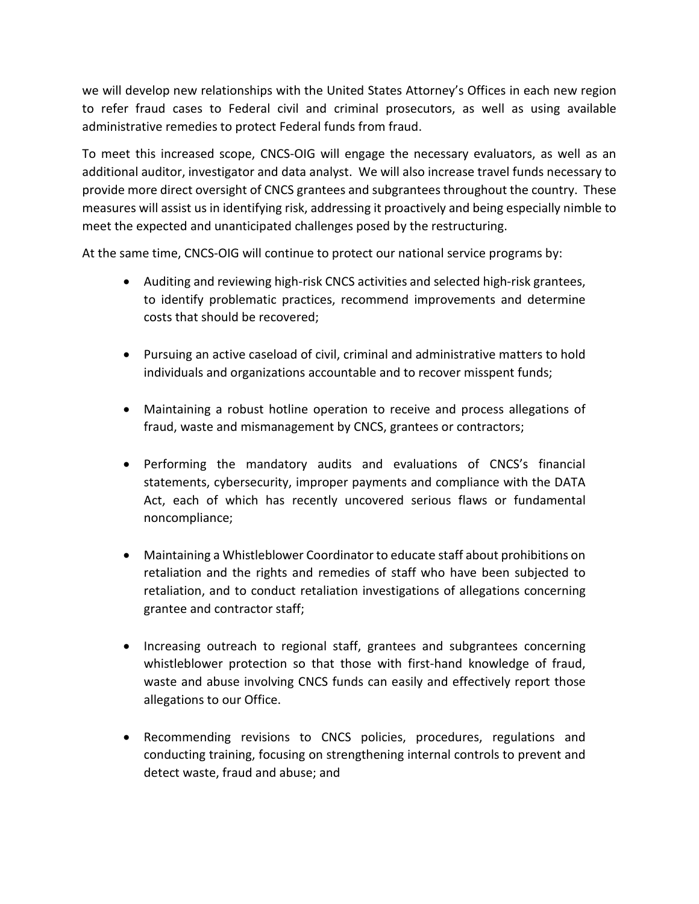we will develop new relationships with the United States Attorney's Offices in each new region to refer fraud cases to Federal civil and criminal prosecutors, as well as using available administrative remedies to protect Federal funds from fraud.

To meet this increased scope, CNCS-OIG will engage the necessary evaluators, as well as an additional auditor, investigator and data analyst. We will also increase travel funds necessary to provide more direct oversight of CNCS grantees and subgrantees throughout the country. These measures will assist us in identifying risk, addressing it proactively and being especially nimble to meet the expected and unanticipated challenges posed by the restructuring.

At the same time, CNCS-OIG will continue to protect our national service programs by:

- Auditing and reviewing high-risk CNCS activities and selected high-risk grantees, to identify problematic practices, recommend improvements and determine costs that should be recovered;

- Pursuing an active caseload of civil, criminal and administrative matters to hold individuals and organizations accountable and to recover misspent funds;

- Maintaining a robust hotline operation to receive and process allegations of fraud, waste and mismanagement by CNCS, grantees or contractors;

- Performing the mandatory audits and evaluations of CNCS's financial statements, cybersecurity, improper payments and compliance with the DATA Act, each of which has recently uncovered serious flaws or fundamental noncompliance;

- Maintaining a Whistleblower Coordinator to educate staff about prohibitions on retaliation and the rights and remedies of staff who have been subjected to retaliation, and to conduct retaliation investigations of allegations concerning grantee and contractor staff;

- Increasing outreach to regional staff, grantees and subgrantees concerning whistleblower protection so that those with first-hand knowledge of fraud, waste and abuse involving CNCS funds can easily and effectively report those allegations to our Office.

- Recommending revisions to CNCS policies, procedures, regulations and conducting training, focusing on strengthening internal controls to prevent and detect waste, fraud and abuse; and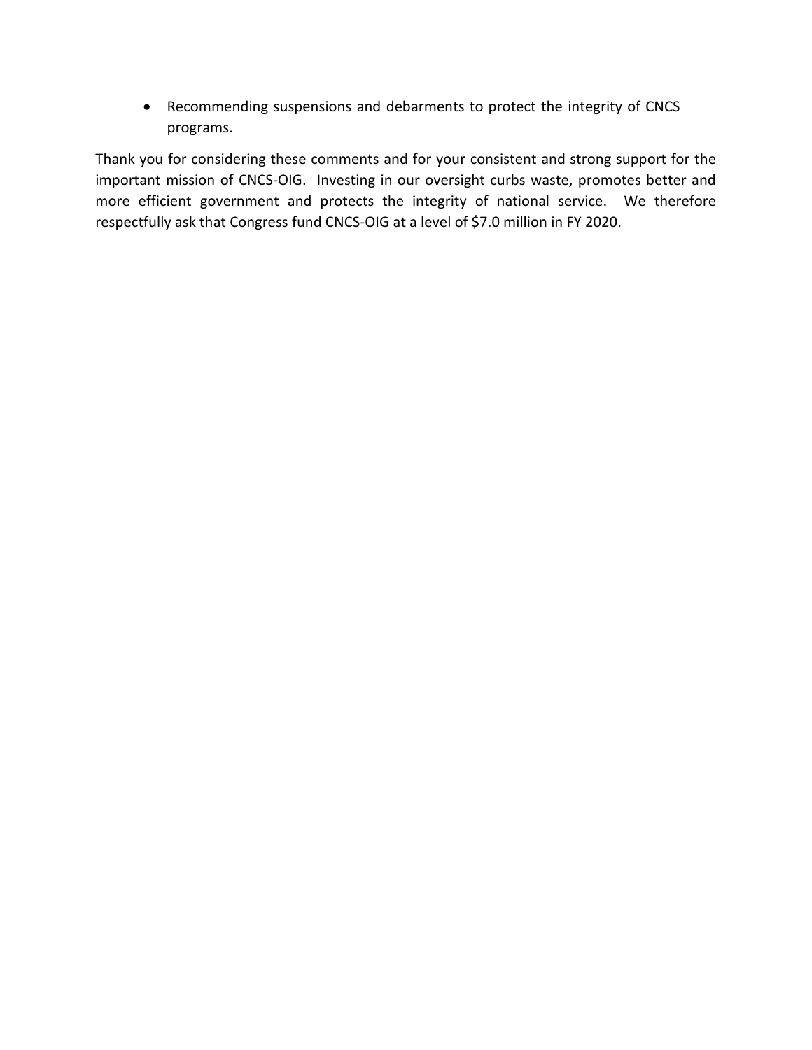- Recommending suspensions and debarments to protect the integrity of CNCS programs.

Thank you for considering these comments and for your consistent and strong support for the important mission of CNCS-OIG. Investing in our oversight curbs waste, promotes better and more efficient government and protects the integrity of national service. We therefore respectfully ask that Congress fund CNCS-OIG at a level of $7.0 million in FY 2020.